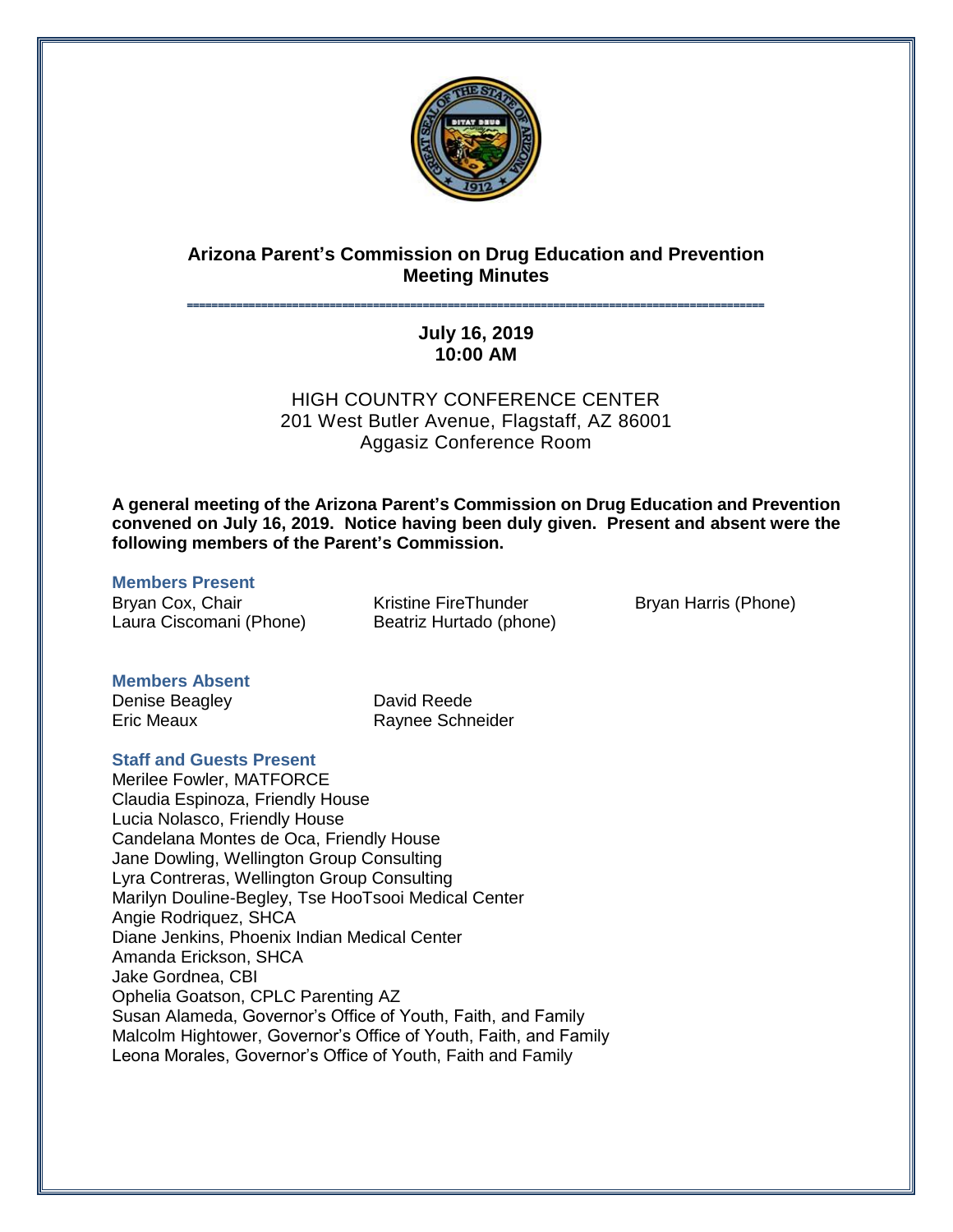# Arizona Parent's Commission on Drug Education and Prevention
## Meeting Minutes

---

**July 16, 2019**
**10:00 AM**

HIGH COUNTRY CONFERENCE CENTER
201 West Butler Avenue, Flagstaff, AZ 86001
Aggasiz Conference Room

**A general meeting of the Arizona Parent's Commission on Drug Education and Prevention convened on July 16, 2019. Notice having been duly given. Present and absent were the following members of the Parent's Commission.**

### Members Present

Bryan Cox, Chair
Laura Ciscomani (Phone)
Kristine FireThunder
Beatriz Hurtado (phone)
Bryan Harris (Phone)

### Members Absent

Denise Beagley
Eric Meaux
David Reede
Raynee Schneider

### Staff and Guests Present

Merilee Fowler, MATFORCE
Claudia Espinoza, Friendly House
Lucia Nolasco, Friendly House
Candelana Montes de Oca, Friendly House
Jane Dowling, Wellington Group Consulting
Lyra Contreras, Wellington Group Consulting
Marilyn Douline-Begley, Tse HooTsooi Medical Center
Angie Rodriquez, SHCA
Diane Jenkins, Phoenix Indian Medical Center
Amanda Erickson, SHCA
Jake Gordnea, CBI
Ophelia Goatson, CPLC Parenting AZ
Susan Alameda, Governor's Office of Youth, Faith, and Family
Malcolm Hightower, Governor's Office of Youth, Faith, and Family
Leona Morales, Governor's Office of Youth, Faith and Family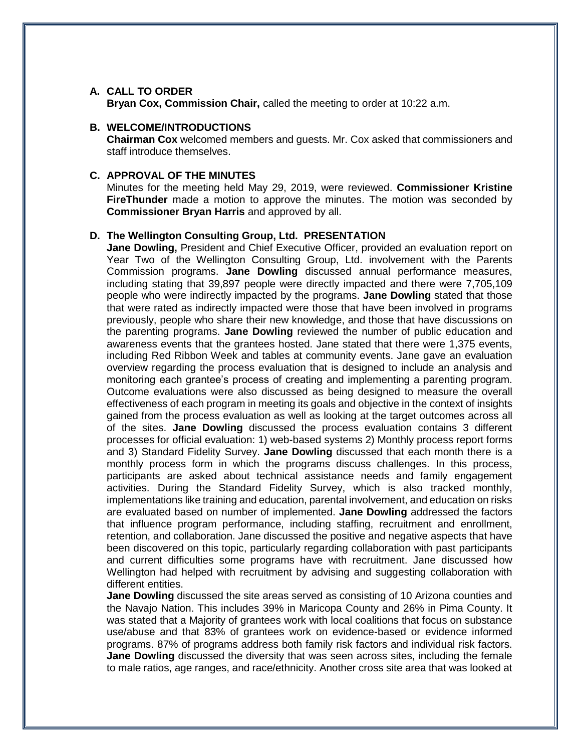## A. CALL TO ORDER

**Bryan Cox, Commission Chair,** called the meeting to order at 10:22 a.m.

## B. WELCOME/INTRODUCTIONS

**Chairman Cox** welcomed members and guests. Mr. Cox asked that commissioners and staff introduce themselves.

## C. APPROVAL OF THE MINUTES

Minutes for the meeting held May 29, 2019, were reviewed. **Commissioner Kristine FireThunder** made a motion to approve the minutes. The motion was seconded by **Commissioner Bryan Harris** and approved by all.

## D. The Wellington Consulting Group, Ltd. PRESENTATION

**Jane Dowling,** President and Chief Executive Officer, provided an evaluation report on Year Two of the Wellington Consulting Group, Ltd. involvement with the Parents Commission programs. **Jane Dowling** discussed annual performance measures, including stating that 39,897 people were directly impacted and there were 7,705,109 people who were indirectly impacted by the programs. **Jane Dowling** stated that those that were rated as indirectly impacted were those that have been involved in programs previously, people who share their new knowledge, and those that have discussions on the parenting programs. **Jane Dowling** reviewed the number of public education and awareness events that the grantees hosted. Jane stated that there were 1,375 events, including Red Ribbon Week and tables at community events. Jane gave an evaluation overview regarding the process evaluation that is designed to include an analysis and monitoring each grantee's process of creating and implementing a parenting program. Outcome evaluations were also discussed as being designed to measure the overall effectiveness of each program in meeting its goals and objective in the context of insights gained from the process evaluation as well as looking at the target outcomes across all of the sites. **Jane Dowling** discussed the process evaluation contains 3 different processes for official evaluation: 1) web-based systems 2) Monthly process report forms and 3) Standard Fidelity Survey. **Jane Dowling** discussed that each month there is a monthly process form in which the programs discuss challenges. In this process, participants are asked about technical assistance needs and family engagement activities. During the Standard Fidelity Survey, which is also tracked monthly, implementations like training and education, parental involvement, and education on risks are evaluated based on number of implemented. **Jane Dowling** addressed the factors that influence program performance, including staffing, recruitment and enrollment, retention, and collaboration. Jane discussed the positive and negative aspects that have been discovered on this topic, particularly regarding collaboration with past participants and current difficulties some programs have with recruitment. Jane discussed how Wellington had helped with recruitment by advising and suggesting collaboration with different entities.

**Jane Dowling** discussed the site areas served as consisting of 10 Arizona counties and the Navajo Nation. This includes 39% in Maricopa County and 26% in Pima County. It was stated that a Majority of grantees work with local coalitions that focus on substance use/abuse and that 83% of grantees work on evidence-based or evidence informed programs. 87% of programs address both family risk factors and individual risk factors. **Jane Dowling** discussed the diversity that was seen across sites, including the female to male ratios, age ranges, and race/ethnicity. Another cross site area that was looked at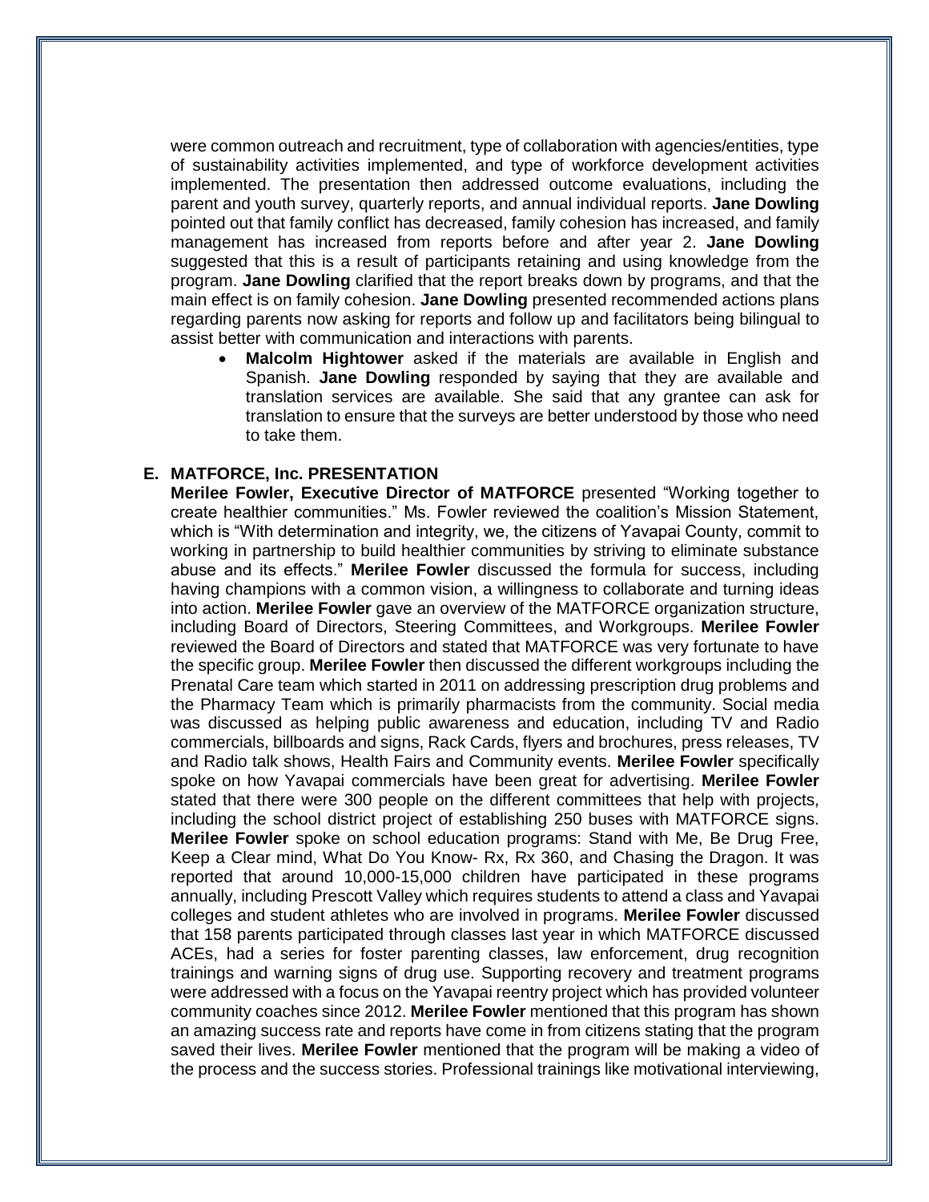were common outreach and recruitment, type of collaboration with agencies/entities, type of sustainability activities implemented, and type of workforce development activities implemented. The presentation then addressed outcome evaluations, including the parent and youth survey, quarterly reports, and annual individual reports. **Jane Dowling** pointed out that family conflict has decreased, family cohesion has increased, and family management has increased from reports before and after year 2. **Jane Dowling** suggested that this is a result of participants retaining and using knowledge from the program. **Jane Dowling** clarified that the report breaks down by programs, and that the main effect is on family cohesion. **Jane Dowling** presented recommended actions plans regarding parents now asking for reports and follow up and facilitators being bilingual to assist better with communication and interactions with parents.

- **Malcolm Hightower** asked if the materials are available in English and Spanish. **Jane Dowling** responded by saying that they are available and translation services are available. She said that any grantee can ask for translation to ensure that the surveys are better understood by those who need to take them.

**E. MATFORCE, Inc. PRESENTATION**

**Merilee Fowler, Executive Director of MATFORCE** presented "Working together to create healthier communities." Ms. Fowler reviewed the coalition's Mission Statement, which is "With determination and integrity, we, the citizens of Yavapai County, commit to working in partnership to build healthier communities by striving to eliminate substance abuse and its effects." **Merilee Fowler** discussed the formula for success, including having champions with a common vision, a willingness to collaborate and turning ideas into action. **Merilee Fowler** gave an overview of the MATFORCE organization structure, including Board of Directors, Steering Committees, and Workgroups. **Merilee Fowler** reviewed the Board of Directors and stated that MATFORCE was very fortunate to have the specific group. **Merilee Fowler** then discussed the different workgroups including the Prenatal Care team which started in 2011 on addressing prescription drug problems and the Pharmacy Team which is primarily pharmacists from the community. Social media was discussed as helping public awareness and education, including TV and Radio commercials, billboards and signs, Rack Cards, flyers and brochures, press releases, TV and Radio talk shows, Health Fairs and Community events. **Merilee Fowler** specifically spoke on how Yavapai commercials have been great for advertising. **Merilee Fowler** stated that there were 300 people on the different committees that help with projects, including the school district project of establishing 250 buses with MATFORCE signs. **Merilee Fowler** spoke on school education programs: Stand with Me, Be Drug Free, Keep a Clear mind, What Do You Know- Rx, Rx 360, and Chasing the Dragon. It was reported that around 10,000-15,000 children have participated in these programs annually, including Prescott Valley which requires students to attend a class and Yavapai colleges and student athletes who are involved in programs. **Merilee Fowler** discussed that 158 parents participated through classes last year in which MATFORCE discussed ACEs, had a series for foster parenting classes, law enforcement, drug recognition trainings and warning signs of drug use. Supporting recovery and treatment programs were addressed with a focus on the Yavapai reentry project which has provided volunteer community coaches since 2012. **Merilee Fowler** mentioned that this program has shown an amazing success rate and reports have come in from citizens stating that the program saved their lives. **Merilee Fowler** mentioned that the program will be making a video of the process and the success stories. Professional trainings like motivational interviewing,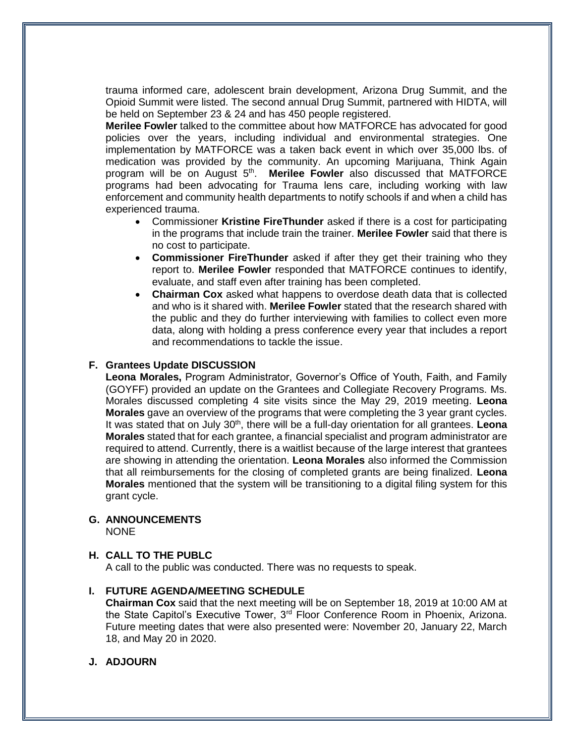trauma informed care, adolescent brain development, Arizona Drug Summit, and the Opioid Summit were listed. The second annual Drug Summit, partnered with HIDTA, will be held on September 23 & 24 and has 450 people registered.

**Merilee Fowler** talked to the committee about how MATFORCE has advocated for good policies over the years, including individual and environmental strategies. One implementation by MATFORCE was a taken back event in which over 35,000 lbs. of medication was provided by the community. An upcoming Marijuana, Think Again program will be on August 5th. **Merilee Fowler** also discussed that MATFORCE programs had been advocating for Trauma lens care, including working with law enforcement and community health departments to notify schools if and when a child has experienced trauma.

- Commissioner **Kristine FireThunder** asked if there is a cost for participating in the programs that include train the trainer. **Merilee Fowler** said that there is no cost to participate.
- **Commissioner FireThunder** asked if after they get their training who they report to. **Merilee Fowler** responded that MATFORCE continues to identify, evaluate, and staff even after training has been completed.
- **Chairman Cox** asked what happens to overdose death data that is collected and who is it shared with. **Merilee Fowler** stated that the research shared with the public and they do further interviewing with families to collect even more data, along with holding a press conference every year that includes a report and recommendations to tackle the issue.

## F. Grantees Update DISCUSSION

**Leona Morales,** Program Administrator, Governor's Office of Youth, Faith, and Family (GOYFF) provided an update on the Grantees and Collegiate Recovery Programs. Ms. Morales discussed completing 4 site visits since the May 29, 2019 meeting. **Leona Morales** gave an overview of the programs that were completing the 3 year grant cycles. It was stated that on July 30th, there will be a full-day orientation for all grantees. **Leona Morales** stated that for each grantee, a financial specialist and program administrator are required to attend. Currently, there is a waitlist because of the large interest that grantees are showing in attending the orientation. **Leona Morales** also informed the Commission that all reimbursements for the closing of completed grants are being finalized. **Leona Morales** mentioned that the system will be transitioning to a digital filing system for this grant cycle.

## G. ANNOUNCEMENTS

NONE

## H. CALL TO THE PUBLC

A call to the public was conducted. There was no requests to speak.

## I. FUTURE AGENDA/MEETING SCHEDULE

**Chairman Cox** said that the next meeting will be on September 18, 2019 at 10:00 AM at the State Capitol's Executive Tower, 3rd Floor Conference Room in Phoenix, Arizona. Future meeting dates that were also presented were: November 20, January 22, March 18, and May 20 in 2020.

## J. ADJOURN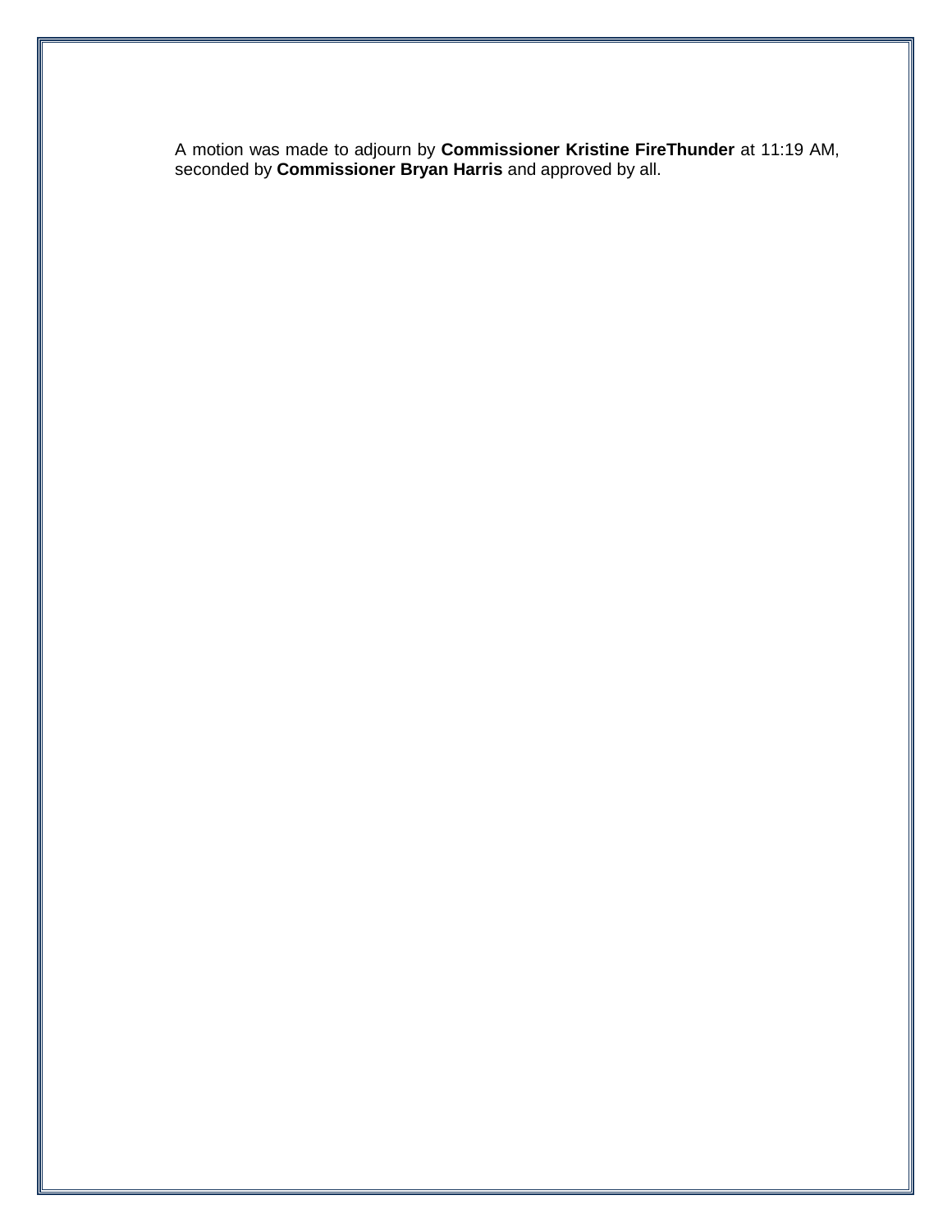A motion was made to adjourn by **Commissioner Kristine FireThunder** at 11:19 AM, seconded by **Commissioner Bryan Harris** and approved by all.